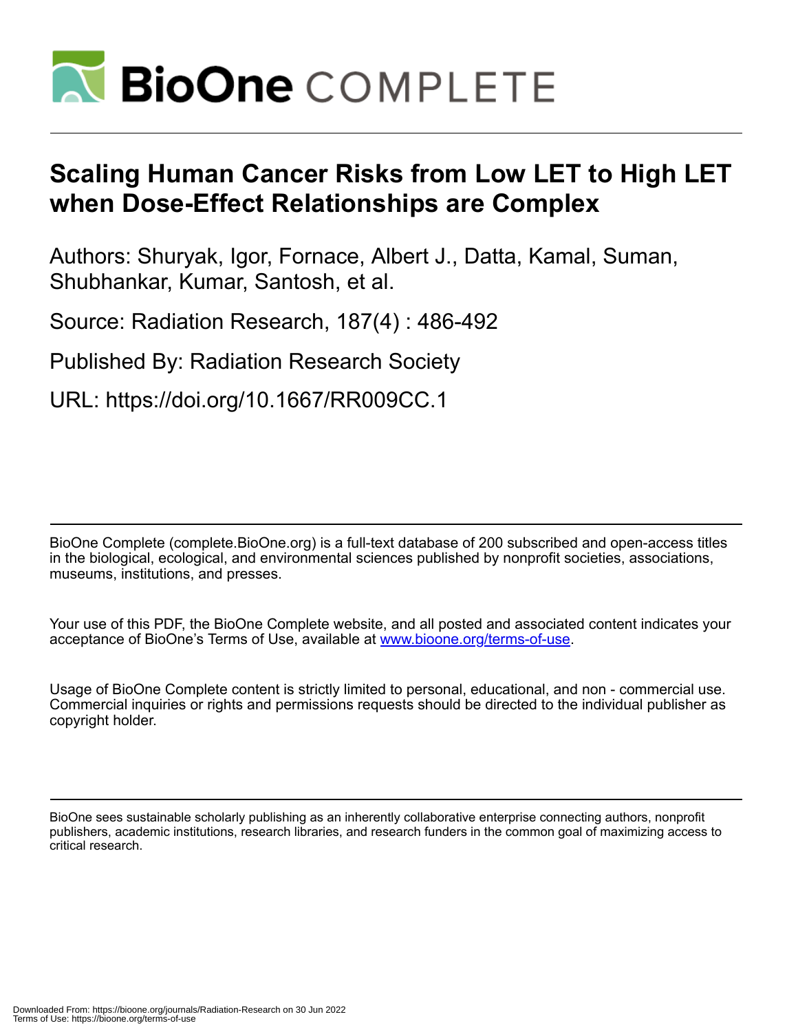# Scaling Human Cancer Risks from Low LET to High LET when Dose-Effect Relationships are Complex

Authors: Shuryak, Igor, Fornace, Albert J., Datta, Kamal, Suman, Shubhankar, Kumar, Santosh, et al.

Source: Radiation Research, 187(4) : 486-492

Published By: Radiation Research Society

URL: https://doi.org/10.1667/RR009CC.1

BioOne Complete (complete.BioOne.org) is a full-text database of 200 subscribed and open-access titles in the biological, ecological, and environmental sciences published by nonprofit societies, associations, museums, institutions, and presses.

Your use of this PDF, the BioOne Complete website, and all posted and associated content indicates your acceptance of BioOne's Terms of Use, available at www.bioone.org/terms-of-use.

Usage of BioOne Complete content is strictly limited to personal, educational, and non - commercial use. Commercial inquiries or rights and permissions requests should be directed to the individual publisher as copyright holder.

BioOne sees sustainable scholarly publishing as an inherently collaborative enterprise connecting authors, nonprofit publishers, academic institutions, research libraries, and research funders in the common goal of maximizing access to critical research.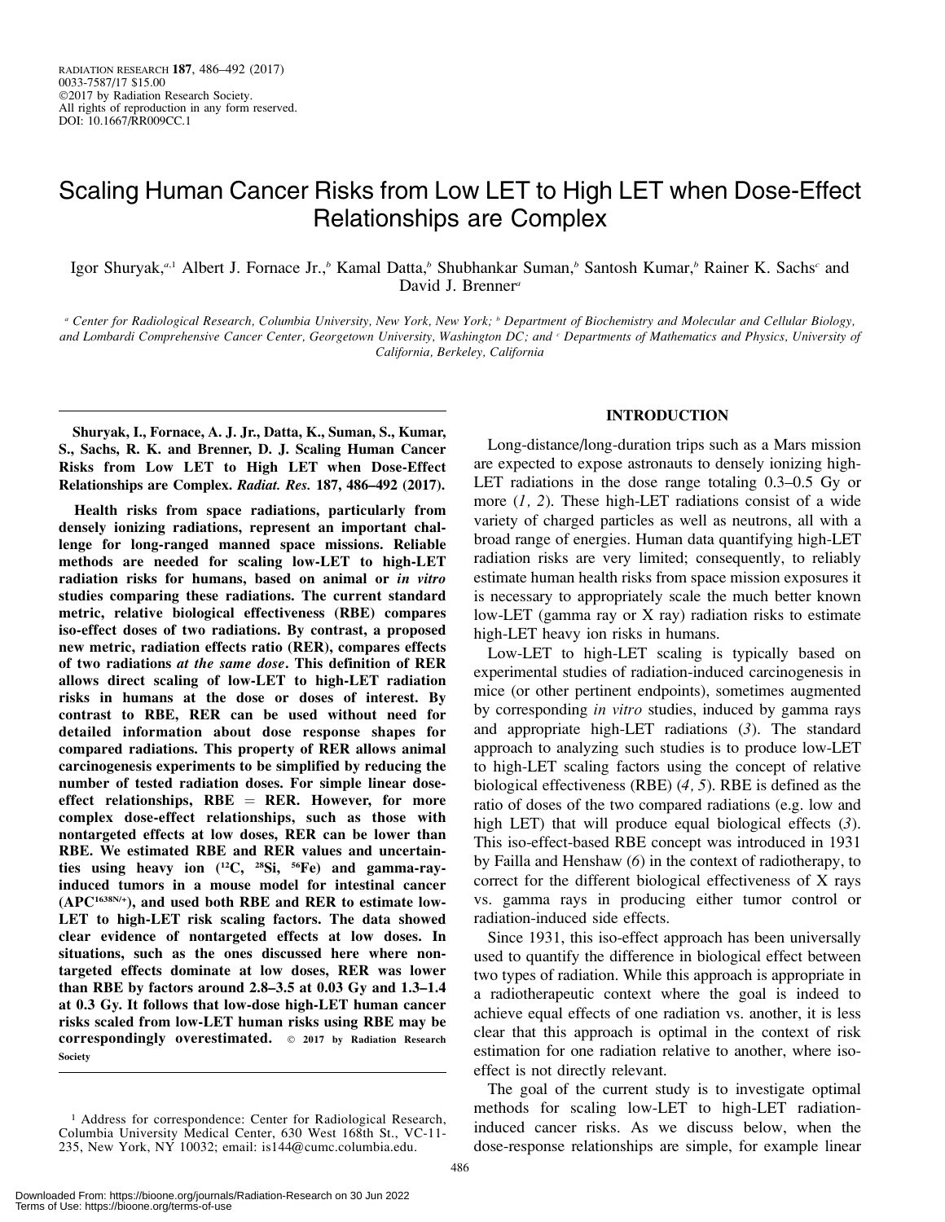# Scaling Human Cancer Risks from Low LET to High LET when Dose-Effect Relationships are Complex

Igor Shuryak,[a,1] Albert J. Fornace Jr.,[b] Kamal Datta,[b] Shubhankar Suman,[b] Santosh Kumar,[b] Rainer K. Sachs[c] and David J. Brenner[a]

[a] Center for Radiological Research, Columbia University, New York, New York; [b] Department of Biochemistry and Molecular and Cellular Biology, and Lombardi Comprehensive Cancer Center, Georgetown University, Washington DC; and [c] Departments of Mathematics and Physics, University of California, Berkeley, California

**Shuryak, I., Fornace, A. J. Jr., Datta, K., Suman, S., Kumar, S., Sachs, R. K. and Brenner, D. J. Scaling Human Cancer Risks from Low LET to High LET when Dose-Effect Relationships are Complex. *Radiat. Res.* 187, 486–492 (2017).**

**Health risks from space radiations, particularly from densely ionizing radiations, represent an important challenge for long-ranged manned space missions. Reliable methods are needed for scaling low-LET to high-LET radiation risks for humans, based on animal or *in vitro* studies comparing these radiations. The current standard metric, relative biological effectiveness (RBE) compares iso-effect doses of two radiations. By contrast, a proposed new metric, radiation effects ratio (RER), compares effects of two radiations *at the same dose*. This definition of RER allows direct scaling of low-LET to high-LET radiation risks in humans at the dose or doses of interest. By contrast to RBE, RER can be used without need for detailed information about dose response shapes for compared radiations. This property of RER allows animal carcinogenesis experiments to be simplified by reducing the number of tested radiation doses. For simple linear dose-effect relationships, RBE = RER. However, for more complex dose-effect relationships, such as those with nontargeted effects at low doses, RER can be lower than RBE. We estimated RBE and RER values and uncertainties using heavy ion ($^{12}C$, $^{28}Si$, $^{56}Fe$) and gamma-ray-induced tumors in a mouse model for intestinal cancer ($APC^{1638N/+}$), and used both RBE and RER to estimate low-LET to high-LET risk scaling factors. The data showed clear evidence of nontargeted effects at low doses. In situations, such as the ones discussed here where nontargeted effects dominate at low doses, RER was lower than RBE by factors around 2.8–3.5 at 0.03 Gy and 1.3–1.4 at 0.3 Gy. It follows that low-dose high-LET human cancer risks scaled from low-LET human risks using RBE may be correspondingly overestimated.** © 2017 by Radiation Research Society

## INTRODUCTION

Long-distance/long-duration trips such as a Mars mission are expected to expose astronauts to densely ionizing high-LET radiations in the dose range totaling 0.3–0.5 Gy or more (*1, 2*). These high-LET radiations consist of a wide variety of charged particles as well as neutrons, all with a broad range of energies. Human data quantifying high-LET radiation risks are very limited; consequently, to reliably estimate human health risks from space mission exposures it is necessary to appropriately scale the much better known low-LET (gamma ray or X ray) radiation risks to estimate high-LET heavy ion risks in humans.

Low-LET to high-LET scaling is typically based on experimental studies of radiation-induced carcinogenesis in mice (or other pertinent endpoints), sometimes augmented by corresponding *in vitro* studies, induced by gamma rays and appropriate high-LET radiations (*3*). The standard approach to analyzing such studies is to produce low-LET to high-LET scaling factors using the concept of relative biological effectiveness (RBE) (*4, 5*). RBE is defined as the ratio of doses of the two compared radiations (e.g. low and high LET) that will produce equal biological effects (*3*). This iso-effect-based RBE concept was introduced in 1931 by Failla and Henshaw (*6*) in the context of radiotherapy, to correct for the different biological effectiveness of X rays vs. gamma rays in producing either tumor control or radiation-induced side effects.

Since 1931, this iso-effect approach has been universally used to quantify the difference in biological effect between two types of radiation. While this approach is appropriate in a radiotherapeutic context where the goal is indeed to achieve equal effects of one radiation vs. another, it is less clear that this approach is optimal in the context of risk estimation for one radiation relative to another, where iso-effect is not directly relevant.

The goal of the current study is to investigate optimal methods for scaling low-LET to high-LET radiation-induced cancer risks. As we discuss below, when the dose-response relationships are simple, for example linear

[1] Address for correspondence: Center for Radiological Research, Columbia University Medical Center, 630 West 168th St., VC-11-235, New York, NY 10032; email: is144@cumc.columbia.edu.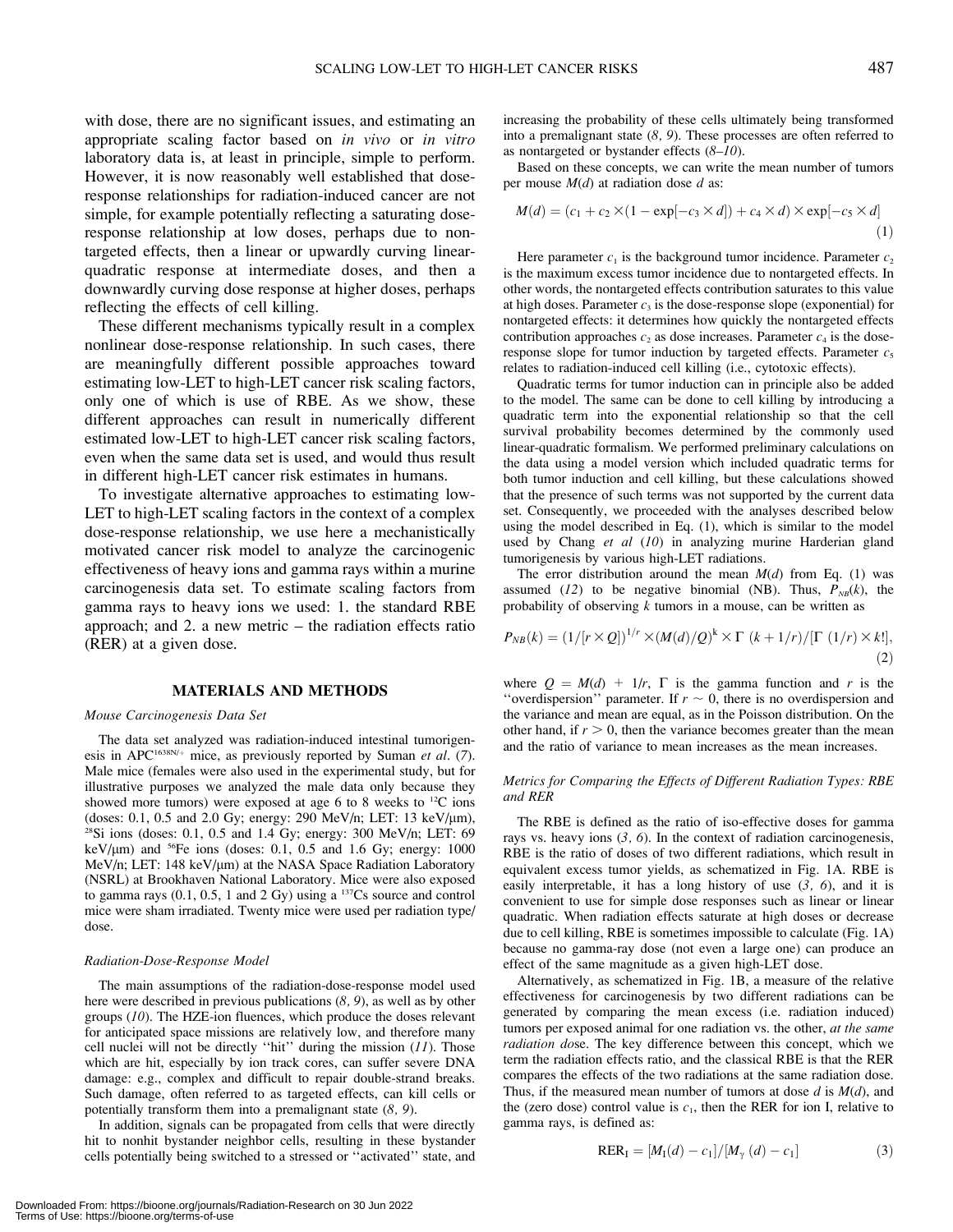with dose, there are no significant issues, and estimating an appropriate scaling factor based on *in vivo* or *in vitro* laboratory data is, at least in principle, simple to perform. However, it is now reasonably well established that dose-response relationships for radiation-induced cancer are not simple, for example potentially reflecting a saturating dose-response relationship at low doses, perhaps due to nontargeted effects, then a linear or upwardly curving linear-quadratic response at intermediate doses, and then a downwardly curving dose response at higher doses, perhaps reflecting the effects of cell killing.

These different mechanisms typically result in a complex nonlinear dose-response relationship. In such cases, there are meaningfully different possible approaches toward estimating low-LET to high-LET cancer risk scaling factors, only one of which is use of RBE. As we show, these different approaches can result in numerically different estimated low-LET to high-LET cancer risk scaling factors, even when the same data set is used, and would thus result in different high-LET cancer risk estimates in humans.

To investigate alternative approaches to estimating low-LET to high-LET scaling factors in the context of a complex dose-response relationship, we use here a mechanistically motivated cancer risk model to analyze the carcinogenic effectiveness of heavy ions and gamma rays within a murine carcinogenesis data set. To estimate scaling factors from gamma rays to heavy ions we used: 1. the standard RBE approach; and 2. a new metric – the radiation effects ratio (RER) at a given dose.

## MATERIALS AND METHODS

### *Mouse Carcinogenesis Data Set*

The data set analyzed was radiation-induced intestinal tumorigenesis in $APC^{1638N/+}$ mice, as previously reported by Suman *et al*. (*7*). Male mice (females were also used in the experimental study, but for illustrative purposes we analyzed the male data only because they showed more tumors) were exposed at age 6 to 8 weeks to $^{12}$C ions (doses: 0.1, 0.5 and 2.0 Gy; energy: 290 MeV/n; LET: 13 keV/μm), $^{28}$Si ions (doses: 0.1, 0.5 and 1.4 Gy; energy: 300 MeV/n; LET: 69 keV/μm) and $^{56}$Fe ions (doses: 0.1, 0.5 and 1.6 Gy; energy: 1000 MeV/n; LET: 148 keV/μm) at the NASA Space Radiation Laboratory (NSRL) at Brookhaven National Laboratory. Mice were also exposed to gamma rays (0.1, 0.5, 1 and 2 Gy) using a $^{137}$Cs source and control mice were sham irradiated. Twenty mice were used per radiation type/dose.

### *Radiation-Dose-Response Model*

The main assumptions of the radiation-dose-response model used here were described in previous publications (*8, 9*), as well as by other groups (*10*). The HZE-ion fluences, which produce the doses relevant for anticipated space missions are relatively low, and therefore many cell nuclei will not be directly ''hit'' during the mission (*11*). Those which are hit, especially by ion track cores, can suffer severe DNA damage: e.g., complex and difficult to repair double-strand breaks. Such damage, often referred to as targeted effects, can kill cells or potentially transform them into a premalignant state (*8, 9*).

In addition, signals can be propagated from cells that were directly hit to nonhit bystander neighbor cells, resulting in these bystander cells potentially being switched to a stressed or ''activated'' state, and increasing the probability of these cells ultimately being transformed into a premalignant state (*8, 9*). These processes are often referred to as nontargeted or bystander effects (*8–10*).

Based on these concepts, we can write the mean number of tumors per mouse $M(d)$ at radiation dose $d$ as:

$$M(d) = (c_1 + c_2 \times (1 - \exp[-c_3 \times d]) + c_4 \times d) \times \exp[-c_5 \times d] \quad (1)$$

Here parameter $c_1$ is the background tumor incidence. Parameter $c_2$ is the maximum excess tumor incidence due to nontargeted effects. In other words, the nontargeted effects contribution saturates to this value at high doses. Parameter $c_3$ is the dose-response slope (exponential) for nontargeted effects: it determines how quickly the nontargeted effects contribution approaches $c_2$ as dose increases. Parameter $c_4$ is the dose-response slope for tumor induction by targeted effects. Parameter $c_5$ relates to radiation-induced cell killing (i.e., cytotoxic effects).

Quadratic terms for tumor induction can in principle also be added to the model. The same can be done to cell killing by introducing a quadratic term into the exponential relationship so that the cell survival probability becomes determined by the commonly used linear-quadratic formalism. We performed preliminary calculations on the data using a model version which included quadratic terms for both tumor induction and cell killing, but these calculations showed that the presence of such terms was not supported by the current data set. Consequently, we proceeded with the analyses described below using the model described in Eq. (1), which is similar to the model used by Chang *et al* (*10*) in analyzing murine Harderian gland tumorigenesis by various high-LET radiations.

The error distribution around the mean $M(d)$ from Eq. (1) was assumed (*12*) to be negative binomial (NB). Thus, $P_{NB}(k)$, the probability of observing $k$ tumors in a mouse, can be written as

$$P_{NB}(k) = (1/[r \times Q])^{1/r} \times (M(d)/Q)^{k} \times \Gamma\ (k + 1/r)/[\Gamma\ (1/r) \times k!], \quad (2)$$

where $Q = M(d) + 1/r$, $\Gamma$ is the gamma function and $r$ is the ''overdispersion'' parameter. If $r \sim 0$, there is no overdispersion and the variance and mean are equal, as in the Poisson distribution. On the other hand, if $r > 0$, then the variance becomes greater than the mean and the ratio of variance to mean increases as the mean increases.

### *Metrics for Comparing the Effects of Different Radiation Types: RBE and RER*

The RBE is defined as the ratio of iso-effective doses for gamma rays vs. heavy ions (*3, 6*). In the context of radiation carcinogenesis, RBE is the ratio of doses of two different radiations, which result in equivalent excess tumor yields, as schematized in Fig. 1A. RBE is easily interpretable, it has a long history of use (*3, 6*), and it is convenient to use for simple dose responses such as linear or linear quadratic. When radiation effects saturate at high doses or decrease due to cell killing, RBE is sometimes impossible to calculate (Fig. 1A) because no gamma-ray dose (not even a large one) can produce an effect of the same magnitude as a given high-LET dose.

Alternatively, as schematized in Fig. 1B, a measure of the relative effectiveness for carcinogenesis by two different radiations can be generated by comparing the mean excess (i.e. radiation induced) tumors per exposed animal for one radiation vs. the other, *at the same radiation dos*e. The key difference between this concept, which we term the radiation effects ratio, and the classical RBE is that the RER compares the effects of the two radiations at the same radiation dose. Thus, if the measured mean number of tumors at dose $d$ is $M(d)$, and the (zero dose) control value is $c_1$, then the RER for ion I, relative to gamma rays, is defined as:

$$RER_I = [M_I(d) - c_1]/[M_\gamma\ (d) - c_1] \quad (3)$$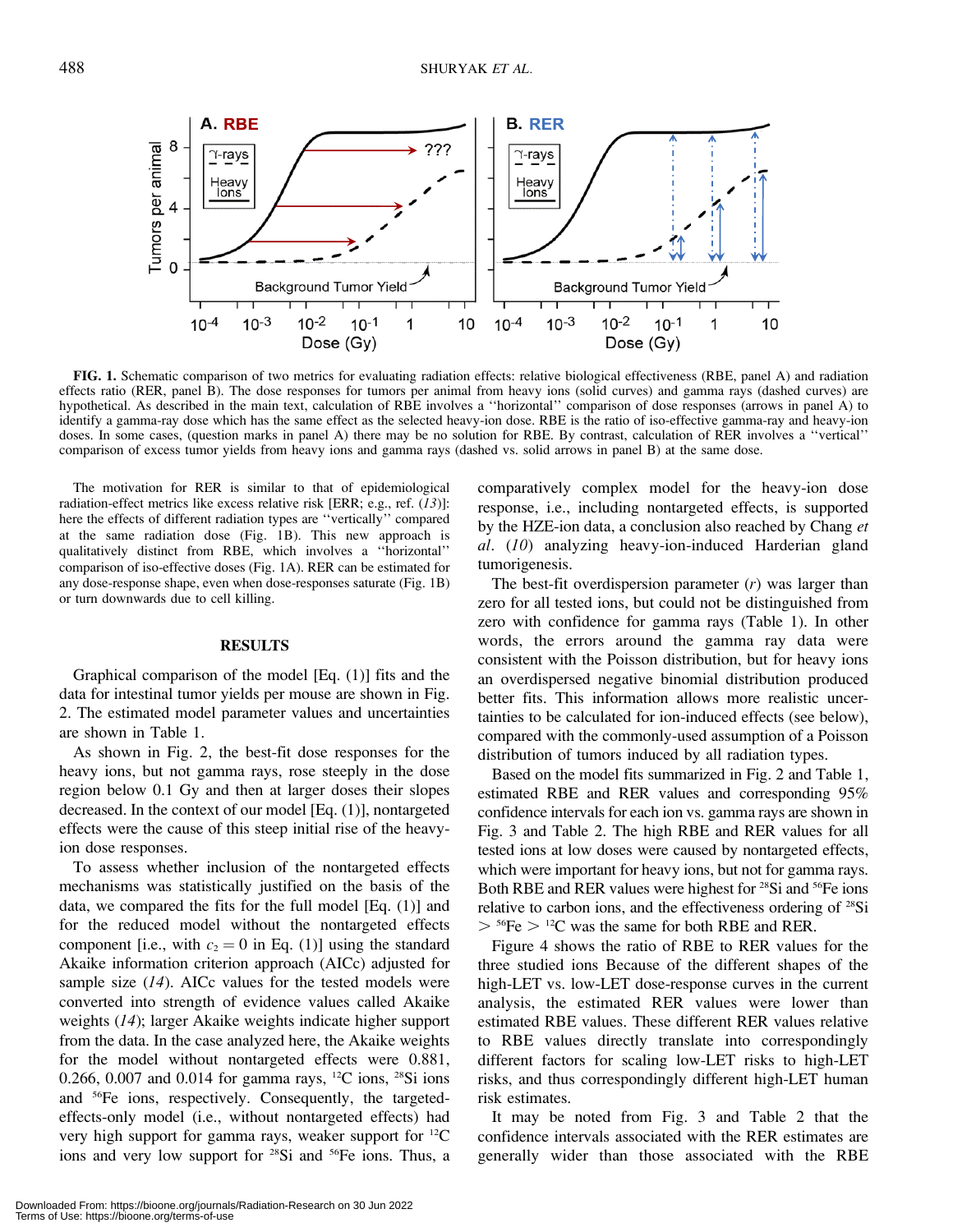**FIG. 1.** Schematic comparison of two metrics for evaluating radiation effects: relative biological effectiveness (RBE, panel A) and radiation effects ratio (RER, panel B). The dose responses for tumors per animal from heavy ions (solid curves) and gamma rays (dashed curves) are hypothetical. As described in the main text, calculation of RBE involves a ''horizontal'' comparison of dose responses (arrows in panel A) to identify a gamma-ray dose which has the same effect as the selected heavy-ion dose. RBE is the ratio of iso-effective gamma-ray and heavy-ion doses. In some cases, (question marks in panel A) there may be no solution for RBE. By contrast, calculation of RER involves a ''vertical'' comparison of excess tumor yields from heavy ions and gamma rays (dashed vs. solid arrows in panel B) at the same dose.

The motivation for RER is similar to that of epidemiological radiation-effect metrics like excess relative risk [ERR; e.g., ref. (*13*)]: here the effects of different radiation types are ''vertically'' compared at the same radiation dose (Fig. 1B). This new approach is qualitatively distinct from RBE, which involves a ''horizontal'' comparison of iso-effective doses (Fig. 1A). RER can be estimated for any dose-response shape, even when dose-responses saturate (Fig. 1B) or turn downwards due to cell killing.

## RESULTS

Graphical comparison of the model [Eq. (1)] fits and the data for intestinal tumor yields per mouse are shown in Fig. 2. The estimated model parameter values and uncertainties are shown in Table 1.

As shown in Fig. 2, the best-fit dose responses for the heavy ions, but not gamma rays, rose steeply in the dose region below 0.1 Gy and then at larger doses their slopes decreased. In the context of our model [Eq. (1)], nontargeted effects were the cause of this steep initial rise of the heavy-ion dose responses.

To assess whether inclusion of the nontargeted effects mechanisms was statistically justified on the basis of the data, we compared the fits for the full model [Eq. (1)] and for the reduced model without the nontargeted effects component [i.e., with $c_2 = 0$ in Eq. (1)] using the standard Akaike information criterion approach (AICc) adjusted for sample size (*14*). AICc values for the tested models were converted into strength of evidence values called Akaike weights (*14*); larger Akaike weights indicate higher support from the data. In the case analyzed here, the Akaike weights for the model without nontargeted effects were 0.881, 0.266, 0.007 and 0.014 for gamma rays, $^{12}$C ions, $^{28}$Si ions and $^{56}$Fe ions, respectively. Consequently, the targeted-effects-only model (i.e., without nontargeted effects) had very high support for gamma rays, weaker support for $^{12}$C ions and very low support for $^{28}$Si and $^{56}$Fe ions. Thus, a comparatively complex model for the heavy-ion dose response, i.e., including nontargeted effects, is supported by the HZE-ion data, a conclusion also reached by Chang *et al*. (*10*) analyzing heavy-ion-induced Harderian gland tumorigenesis.

The best-fit overdispersion parameter ($r$) was larger than zero for all tested ions, but could not be distinguished from zero with confidence for gamma rays (Table 1). In other words, the errors around the gamma ray data were consistent with the Poisson distribution, but for heavy ions an overdispersed negative binomial distribution produced better fits. This information allows more realistic uncertainties to be calculated for ion-induced effects (see below), compared with the commonly-used assumption of a Poisson distribution of tumors induced by all radiation types.

Based on the model fits summarized in Fig. 2 and Table 1, estimated RBE and RER values and corresponding 95% confidence intervals for each ion vs. gamma rays are shown in Fig. 3 and Table 2. The high RBE and RER values for all tested ions at low doses were caused by nontargeted effects, which were important for heavy ions, but not for gamma rays. Both RBE and RER values were highest for $^{28}$Si and $^{56}$Fe ions relative to carbon ions, and the effectiveness ordering of $^{28}$Si $>$ $^{56}$Fe $>$ $^{12}$C was the same for both RBE and RER.

Figure 4 shows the ratio of RBE to RER values for the three studied ions Because of the different shapes of the high-LET vs. low-LET dose-response curves in the current analysis, the estimated RER values were lower than estimated RBE values. These different RER values relative to RBE values directly translate into correspondingly different factors for scaling low-LET risks to high-LET risks, and thus correspondingly different high-LET human risk estimates.

It may be noted from Fig. 3 and Table 2 that the confidence intervals associated with the RER estimates are generally wider than those associated with the RBE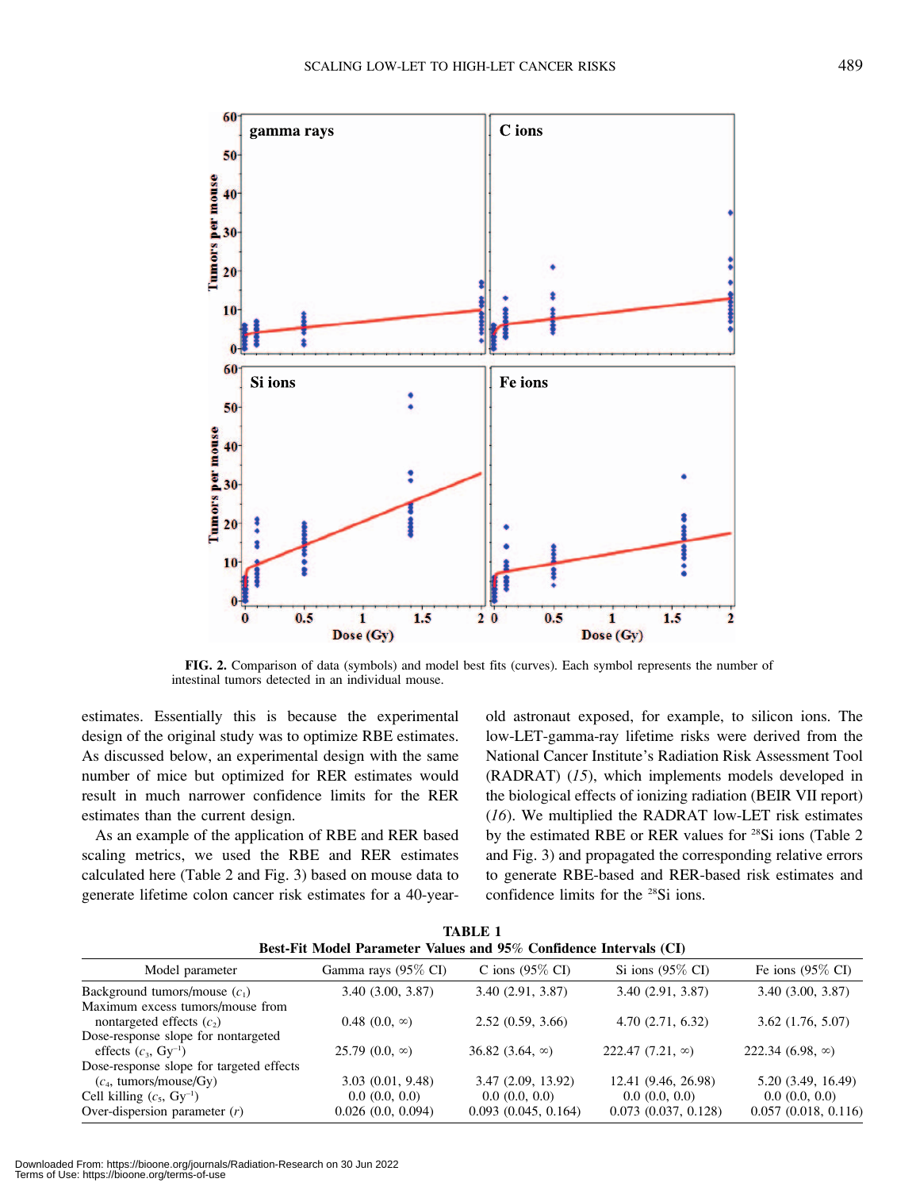FIG. 2. Comparison of data (symbols) and model best fits (curves). Each symbol represents the number of intestinal tumors detected in an individual mouse.

estimates. Essentially this is because the experimental design of the original study was to optimize RBE estimates. As discussed below, an experimental design with the same number of mice but optimized for RER estimates would result in much narrower confidence limits for the RER estimates than the current design.

As an example of the application of RBE and RER based scaling metrics, we used the RBE and RER estimates calculated here (Table 2 and Fig. 3) based on mouse data to generate lifetime colon cancer risk estimates for a 40-year-old astronaut exposed, for example, to silicon ions. The low-LET-gamma-ray lifetime risks were derived from the National Cancer Institute's Radiation Risk Assessment Tool (RADRAT) (*15*), which implements models developed in the biological effects of ionizing radiation (BEIR VII report) (*16*). We multiplied the RADRAT low-LET risk estimates by the estimated RBE or RER values for $^{28}$Si ions (Table 2 and Fig. 3) and propagated the corresponding relative errors to generate RBE-based and RER-based risk estimates and confidence limits for the $^{28}$Si ions.

**TABLE 1**
**Best-Fit Model Parameter Values and 95% Confidence Intervals (CI)**

| Model parameter | Gamma rays (95% CI) | C ions (95% CI) | Si ions (95% CI) | Fe ions (95% CI) |
|---|---|---|---|---|
| Background tumors/mouse ($c_1$) | 3.40 (3.00, 3.87) | 3.40 (2.91, 3.87) | 3.40 (2.91, 3.87) | 3.40 (3.00, 3.87) |
| Maximum excess tumors/mouse from nontargeted effects ($c_2$) | 0.48 (0.0, ∞) | 2.52 (0.59, 3.66) | 4.70 (2.71, 6.32) | 3.62 (1.76, 5.07) |
| Dose-response slope for nontargeted effects ($c_3$, Gy$^{-1}$) | 25.79 (0.0, ∞) | 36.82 (3.64, ∞) | 222.47 (7.21, ∞) | 222.34 (6.98, ∞) |
| Dose-response slope for targeted effects ($c_4$, tumors/mouse/Gy) | 3.03 (0.01, 9.48) | 3.47 (2.09, 13.92) | 12.41 (9.46, 26.98) | 5.20 (3.49, 16.49) |
| Cell killing ($c_5$, Gy$^{-1}$) | 0.0 (0.0, 0.0) | 0.0 (0.0, 0.0) | 0.0 (0.0, 0.0) | 0.0 (0.0, 0.0) |
| Over-dispersion parameter ($r$) | 0.026 (0.0, 0.094) | 0.093 (0.045, 0.164) | 0.073 (0.037, 0.128) | 0.057 (0.018, 0.116) |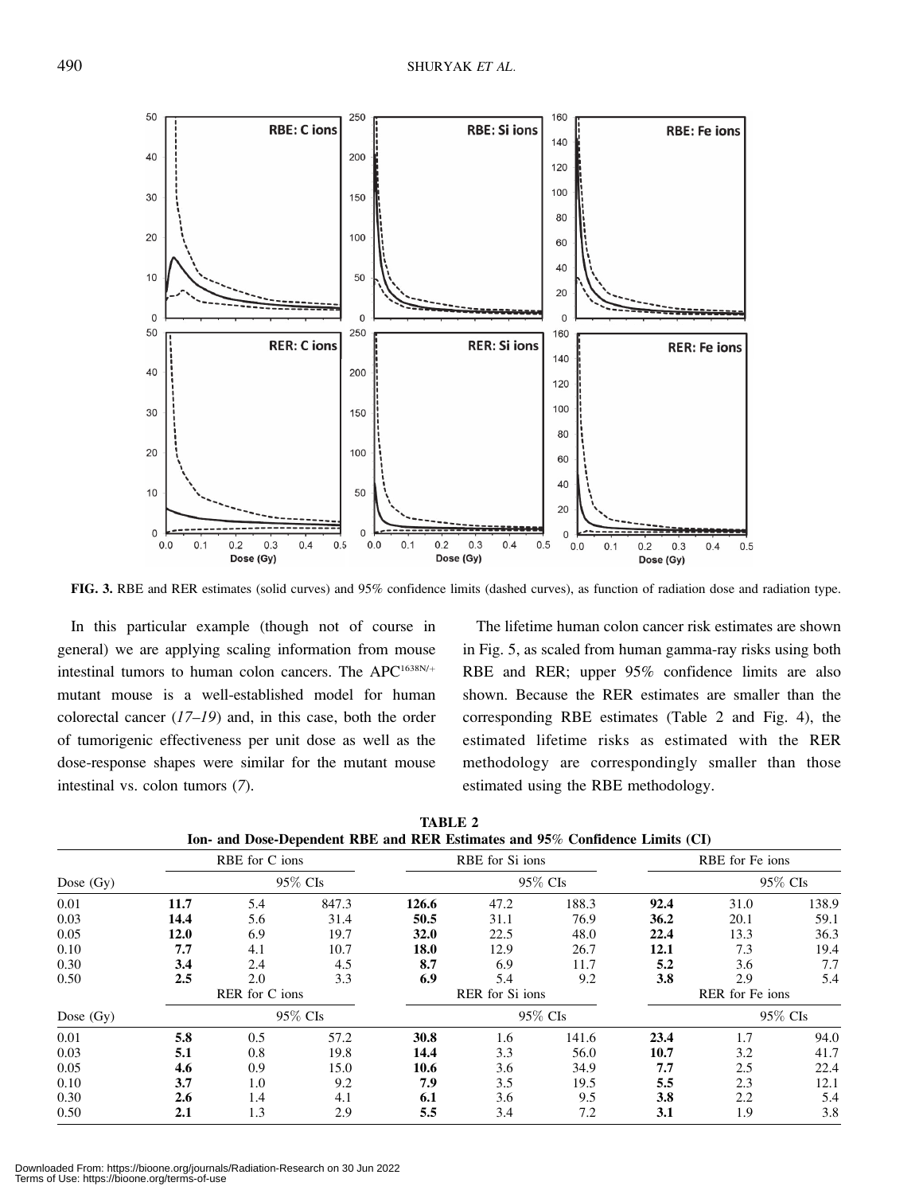FIG. 3. RBE and RER estimates (solid curves) and 95% confidence limits (dashed curves), as function of radiation dose and radiation type.

In this particular example (though not of course in general) we are applying scaling information from mouse intestinal tumors to human colon cancers. The APC[1638N/+] mutant mouse is a well-established model for human colorectal cancer (*17–19*) and, in this case, both the order of tumorigenic effectiveness per unit dose as well as the dose-response shapes were similar for the mutant mouse intestinal vs. colon tumors (*7*).

The lifetime human colon cancer risk estimates are shown in Fig. 5, as scaled from human gamma-ray risks using both RBE and RER; upper 95% confidence limits are also shown. Because the RER estimates are smaller than the corresponding RBE estimates (Table 2 and Fig. 4), the estimated lifetime risks as estimated with the RER methodology are correspondingly smaller than those estimated using the RBE methodology.

**TABLE 2**
**Ion- and Dose-Dependent RBE and RER Estimates and 95% Confidence Limits (CI)**

| | RBE for C ions | | | RBE for Si ions | | | RBE for Fe ions | | |
|---|---|---|---|---|---|---|---|---|---|
| Dose (Gy) | | 95% CIs | | | 95% CIs | | | 95% CIs | |
| 0.01 | **11.7** | 5.4 | 847.3 | **126.6** | 47.2 | 188.3 | **92.4** | 31.0 | 138.9 |
| 0.03 | **14.4** | 5.6 | 31.4 | **50.5** | 31.1 | 76.9 | **36.2** | 20.1 | 59.1 |
| 0.05 | **12.0** | 6.9 | 19.7 | **32.0** | 22.5 | 48.0 | **22.4** | 13.3 | 36.3 |
| 0.10 | **7.7** | 4.1 | 10.7 | **18.0** | 12.9 | 26.7 | **12.1** | 7.3 | 19.4 |
| 0.30 | **3.4** | 2.4 | 4.5 | **8.7** | 6.9 | 11.7 | **5.2** | 3.6 | 7.7 |
| 0.50 | **2.5** | 2.0 | 3.3 | **6.9** | 5.4 | 9.2 | **3.8** | 2.9 | 5.4 |
| | RER for C ions | | | RER for Si ions | | | RER for Fe ions | | |
| Dose (Gy) | | 95% CIs | | | 95% CIs | | | 95% CIs | |
| 0.01 | **5.8** | 0.5 | 57.2 | **30.8** | 1.6 | 141.6 | **23.4** | 1.7 | 94.0 |
| 0.03 | **5.1** | 0.8 | 19.8 | **14.4** | 3.3 | 56.0 | **10.7** | 3.2 | 41.7 |
| 0.05 | **4.6** | 0.9 | 15.0 | **10.6** | 3.6 | 34.9 | **7.7** | 2.5 | 22.4 |
| 0.10 | **3.7** | 1.0 | 9.2 | **7.9** | 3.5 | 19.5 | **5.5** | 2.3 | 12.1 |
| 0.30 | **2.6** | 1.4 | 4.1 | **6.1** | 3.6 | 9.5 | **3.8** | 2.2 | 5.4 |
| 0.50 | **2.1** | 1.3 | 2.9 | **5.5** | 3.4 | 7.2 | **3.1** | 1.9 | 3.8 |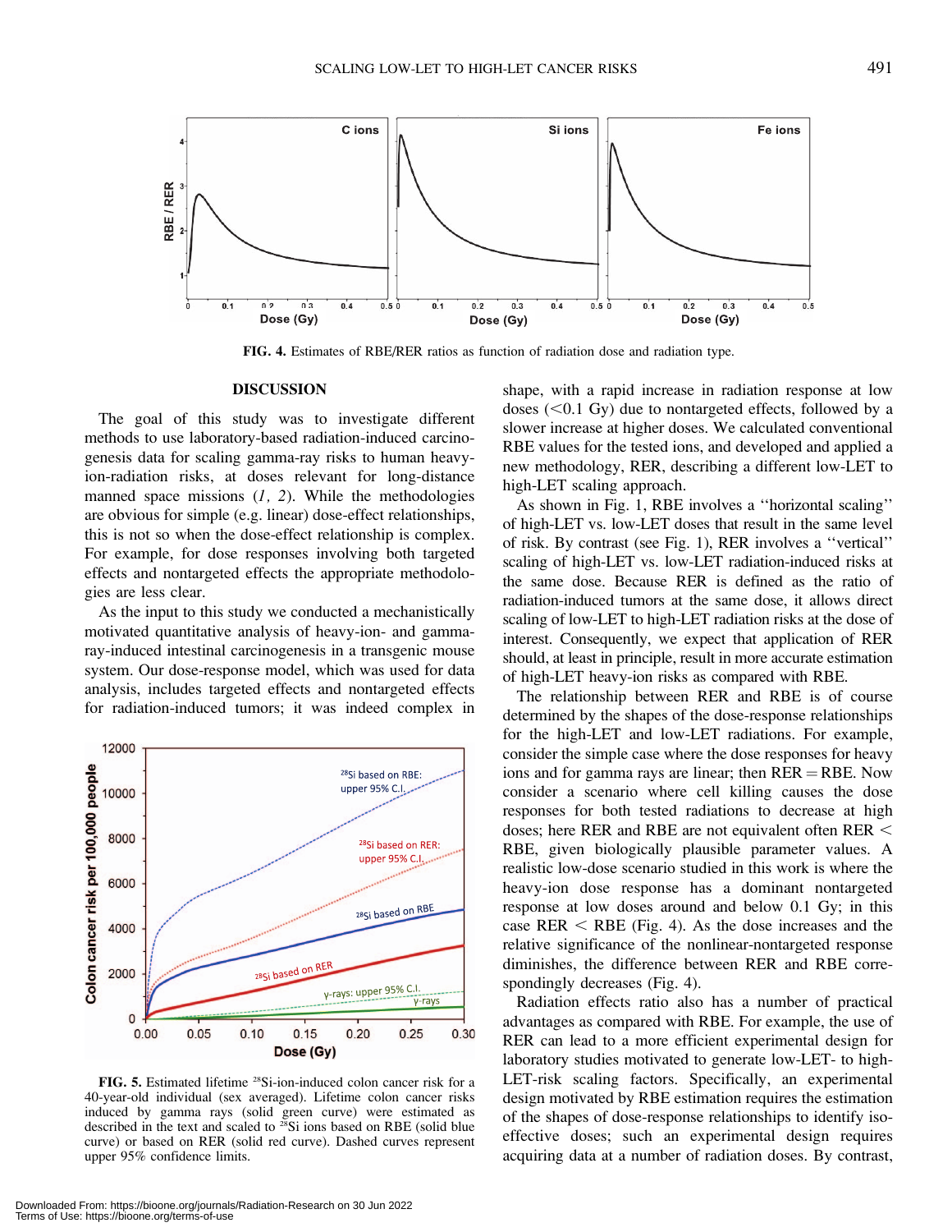FIG. 4. Estimates of RBE/RER ratios as function of radiation dose and radiation type.

## DISCUSSION

The goal of this study was to investigate different methods to use laboratory-based radiation-induced carcinogenesis data for scaling gamma-ray risks to human heavy-ion-radiation risks, at doses relevant for long-distance manned space missions (*1, 2*). While the methodologies are obvious for simple (e.g. linear) dose-effect relationships, this is not so when the dose-effect relationship is complex. For example, for dose responses involving both targeted effects and nontargeted effects the appropriate methodologies are less clear.

As the input to this study we conducted a mechanistically motivated quantitative analysis of heavy-ion- and gamma-ray-induced intestinal carcinogenesis in a transgenic mouse system. Our dose-response model, which was used for data analysis, includes targeted effects and nontargeted effects for radiation-induced tumors; it was indeed complex in shape, with a rapid increase in radiation response at low doses (<0.1 Gy) due to nontargeted effects, followed by a slower increase at higher doses. We calculated conventional RBE values for the tested ions, and developed and applied a new methodology, RER, describing a different low-LET to high-LET scaling approach.

FIG. 5. Estimated lifetime $^{28}$Si-ion-induced colon cancer risk for a 40-year-old individual (sex averaged). Lifetime colon cancer risks induced by gamma rays (solid green curve) were estimated as described in the text and scaled to $^{28}$Si ions based on RBE (solid blue curve) or based on RER (solid red curve). Dashed curves represent upper 95% confidence limits.

As shown in Fig. 1, RBE involves a ''horizontal scaling'' of high-LET vs. low-LET doses that result in the same level of risk. By contrast (see Fig. 1), RER involves a ''vertical'' scaling of high-LET vs. low-LET radiation-induced risks at the same dose. Because RER is defined as the ratio of radiation-induced tumors at the same dose, it allows direct scaling of low-LET to high-LET radiation risks at the dose of interest. Consequently, we expect that application of RER should, at least in principle, result in more accurate estimation of high-LET heavy-ion risks as compared with RBE.

The relationship between RER and RBE is of course determined by the shapes of the dose-response relationships for the high-LET and low-LET radiations. For example, consider the simple case where the dose responses for heavy ions and for gamma rays are linear; then RER = RBE. Now consider a scenario where cell killing causes the dose responses for both tested radiations to decrease at high doses; here RER and RBE are not equivalent often RER < RBE, given biologically plausible parameter values. A realistic low-dose scenario studied in this work is where the heavy-ion dose response has a dominant nontargeted response at low doses around and below 0.1 Gy; in this case RER < RBE (Fig. 4). As the dose increases and the relative significance of the nonlinear-nontargeted response diminishes, the difference between RER and RBE correspondingly decreases (Fig. 4).

Radiation effects ratio also has a number of practical advantages as compared with RBE. For example, the use of RER can lead to a more efficient experimental design for laboratory studies motivated to generate low-LET- to high-LET-risk scaling factors. Specifically, an experimental design motivated by RBE estimation requires the estimation of the shapes of dose-response relationships to identify iso-effective doses; such an experimental design requires acquiring data at a number of radiation doses. By contrast,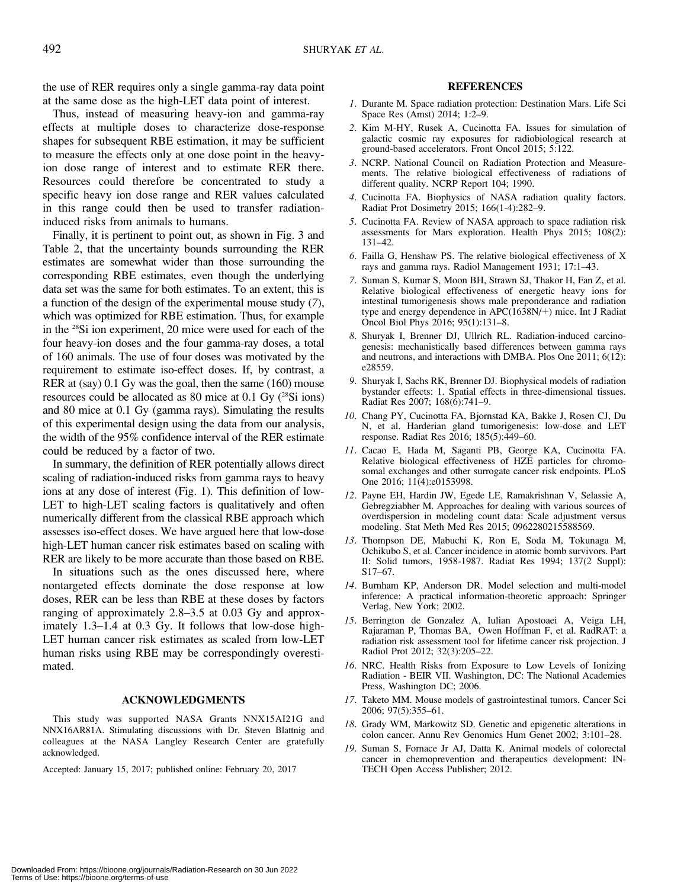the use of RER requires only a single gamma-ray data point at the same dose as the high-LET data point of interest.

Thus, instead of measuring heavy-ion and gamma-ray effects at multiple doses to characterize dose-response shapes for subsequent RBE estimation, it may be sufficient to measure the effects only at one dose point in the heavy-ion dose range of interest and to estimate RER there. Resources could therefore be concentrated to study a specific heavy ion dose range and RER values calculated in this range could then be used to transfer radiation-induced risks from animals to humans.

Finally, it is pertinent to point out, as shown in Fig. 3 and Table 2, that the uncertainty bounds surrounding the RER estimates are somewhat wider than those surrounding the corresponding RBE estimates, even though the underlying data set was the same for both estimates. To an extent, this is a function of the design of the experimental mouse study (*7*), which was optimized for RBE estimation. Thus, for example in the $^{28}$Si ion experiment, 20 mice were used for each of the four heavy-ion doses and the four gamma-ray doses, a total of 160 animals. The use of four doses was motivated by the requirement to estimate iso-effect doses. If, by contrast, a RER at (say) 0.1 Gy was the goal, then the same (160) mouse resources could be allocated as 80 mice at 0.1 Gy ($^{28}$Si ions) and 80 mice at 0.1 Gy (gamma rays). Simulating the results of this experimental design using the data from our analysis, the width of the 95% confidence interval of the RER estimate could be reduced by a factor of two.

In summary, the definition of RER potentially allows direct scaling of radiation-induced risks from gamma rays to heavy ions at any dose of interest (Fig. 1). This definition of low-LET to high-LET scaling factors is qualitatively and often numerically different from the classical RBE approach which assesses iso-effect doses. We have argued here that low-dose high-LET human cancer risk estimates based on scaling with RER are likely to be more accurate than those based on RBE.

In situations such as the ones discussed here, where nontargeted effects dominate the dose response at low doses, RER can be less than RBE at these doses by factors ranging of approximately 2.8–3.5 at 0.03 Gy and approximately 1.3–1.4 at 0.3 Gy. It follows that low-dose high-LET human cancer risk estimates as scaled from low-LET human risks using RBE may be correspondingly overestimated.

## ACKNOWLEDGMENTS

This study was supported NASA Grants NNX15AI21G and NNX16AR81A. Stimulating discussions with Dr. Steven Blattnig and colleagues at the NASA Langley Research Center are gratefully acknowledged.

Accepted: January 15, 2017; published online: February 20, 2017

## REFERENCES

1. Durante M. Space radiation protection: Destination Mars. Life Sci Space Res (Amst) 2014; 1:2–9.
2. Kim M-HY, Rusek A, Cucinotta FA. Issues for simulation of galactic cosmic ray exposures for radiobiological research at ground-based accelerators. Front Oncol 2015; 5:122.
3. NCRP. National Council on Radiation Protection and Measurements. The relative biological effectiveness of radiations of different quality. NCRP Report 104; 1990.
4. Cucinotta FA. Biophysics of NASA radiation quality factors. Radiat Prot Dosimetry 2015; 166(1-4):282–9.
5. Cucinotta FA. Review of NASA approach to space radiation risk assessments for Mars exploration. Health Phys 2015; 108(2): 131–42.
6. Failla G, Henshaw PS. The relative biological effectiveness of X rays and gamma rays. Radiol Management 1931; 17:1–43.
7. Suman S, Kumar S, Moon BH, Strawn SJ, Thakor H, Fan Z, et al. Relative biological effectiveness of energetic heavy ions for intestinal tumorigenesis shows male preponderance and radiation type and energy dependence in APC(1638N/+) mice. Int J Radiat Oncol Biol Phys 2016; 95(1):131–8.
8. Shuryak I, Brenner DJ, Ullrich RL. Radiation-induced carcinogenesis: mechanistically based differences between gamma rays and neutrons, and interactions with DMBA. Plos One 2011; 6(12): e28559.
9. Shuryak I, Sachs RK, Brenner DJ. Biophysical models of radiation bystander effects: 1. Spatial effects in three-dimensional tissues. Radiat Res 2007; 168(6):741–9.
10. Chang PY, Cucinotta FA, Bjornstad KA, Bakke J, Rosen CJ, Du N, et al. Harderian gland tumorigenesis: low-dose and LET response. Radiat Res 2016; 185(5):449–60.
11. Cacao E, Hada M, Saganti PB, George KA, Cucinotta FA. Relative biological effectiveness of HZE particles for chromosomal exchanges and other surrogate cancer risk endpoints. PLoS One 2016; 11(4):e0153998.
12. Payne EH, Hardin JW, Egede LE, Ramakrishnan V, Selassie A, Gebregziabher M. Approaches for dealing with various sources of overdispersion in modeling count data: Scale adjustment versus modeling. Stat Meth Med Res 2015; 0962280215588569.
13. Thompson DE, Mabuchi K, Ron E, Soda M, Tokunaga M, Ochikubo S, et al. Cancer incidence in atomic bomb survivors. Part II: Solid tumors, 1958-1987. Radiat Res 1994; 137(2 Suppl): S17–67.
14. Burnham KP, Anderson DR. Model selection and multi-model inference: A practical information-theoretic approach: Springer Verlag, New York; 2002.
15. Berrington de Gonzalez A, Iulian Apostoaei A, Veiga LH, Rajaraman P, Thomas BA, Owen Hoffman F, et al. RadRAT: a radiation risk assessment tool for lifetime cancer risk projection. J Radiol Prot 2012; 32(3):205–22.
16. NRC. Health Risks from Exposure to Low Levels of Ionizing Radiation - BEIR VII. Washington, DC: The National Academies Press, Washington DC; 2006.
17. Taketo MM. Mouse models of gastrointestinal tumors. Cancer Sci 2006; 97(5):355–61.
18. Grady WM, Markowitz SD. Genetic and epigenetic alterations in colon cancer. Annu Rev Genomics Hum Genet 2002; 3:101–28.
19. Suman S, Fornace Jr AJ, Datta K. Animal models of colorectal cancer in chemoprevention and therapeutics development: IN-TECH Open Access Publisher; 2012.